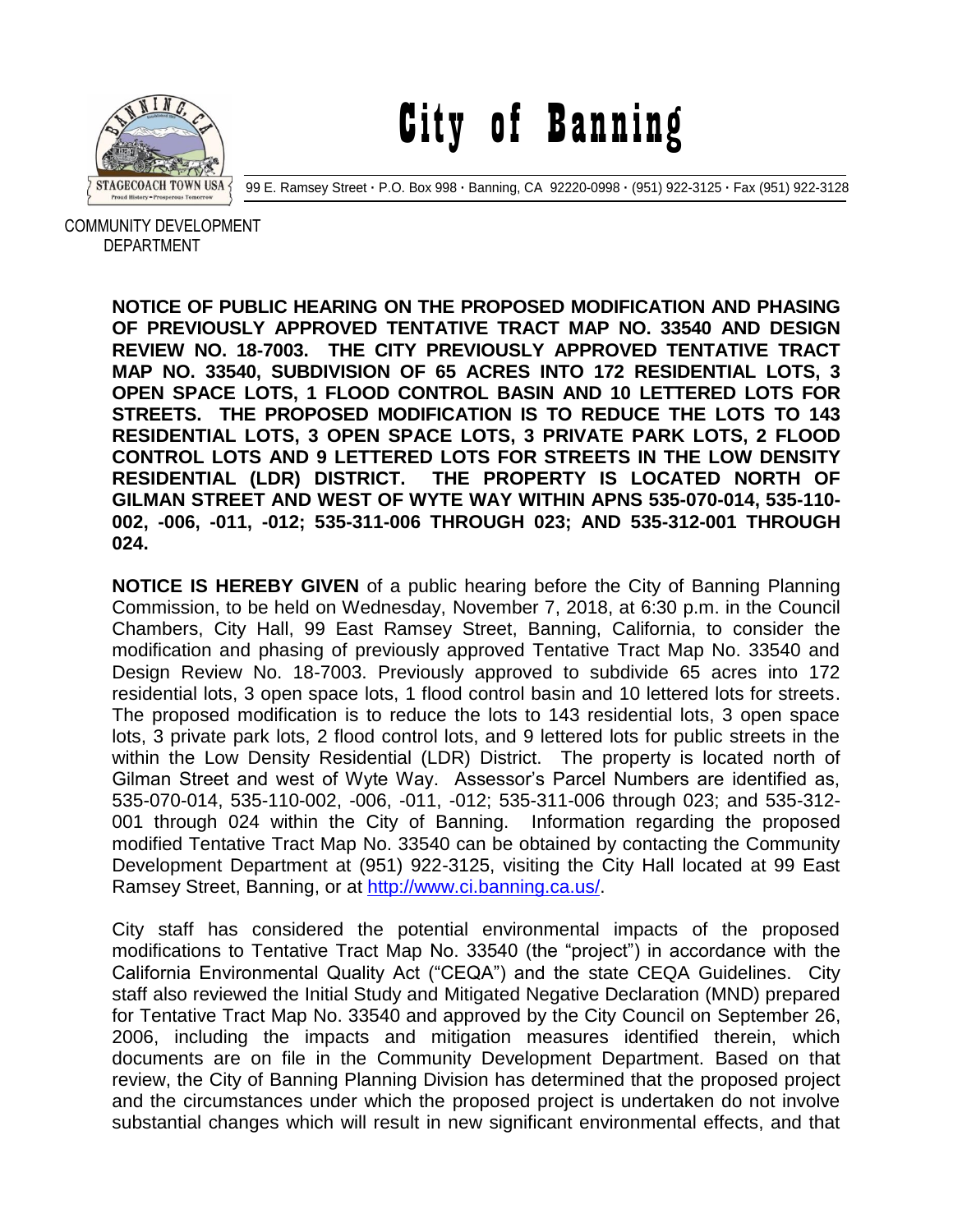# City of Banning

99 E. Ramsey Street · P.O. Box 998 · Banning, CA 92220-0998 · (951) 922-3125 · Fax (951) 922-3128

COMMUNITY DEVELOPMENT DEPARTMENT

**NOTICE OF PUBLIC HEARING ON THE PROPOSED MODIFICATION AND PHASING OF PREVIOUSLY APPROVED TENTATIVE TRACT MAP NO. 33540 AND DESIGN REVIEW NO. 18-7003. THE CITY PREVIOUSLY APPROVED TENTATIVE TRACT MAP NO. 33540, SUBDIVISION OF 65 ACRES INTO 172 RESIDENTIAL LOTS, 3 OPEN SPACE LOTS, 1 FLOOD CONTROL BASIN AND 10 LETTERED LOTS FOR STREETS. THE PROPOSED MODIFICATION IS TO REDUCE THE LOTS TO 143 RESIDENTIAL LOTS, 3 OPEN SPACE LOTS, 3 PRIVATE PARK LOTS, 2 FLOOD CONTROL LOTS AND 9 LETTERED LOTS FOR STREETS IN THE LOW DENSITY RESIDENTIAL (LDR) DISTRICT. THE PROPERTY IS LOCATED NORTH OF GILMAN STREET AND WEST OF WYTE WAY WITHIN APNS 535-070-014, 535-110-002, -006, -011, -012; 535-311-006 THROUGH 023; AND 535-312-001 THROUGH 024.**

**NOTICE IS HEREBY GIVEN** of a public hearing before the City of Banning Planning Commission, to be held on Wednesday, November 7, 2018, at 6:30 p.m. in the Council Chambers, City Hall, 99 East Ramsey Street, Banning, California, to consider the modification and phasing of previously approved Tentative Tract Map No. 33540 and Design Review No. 18-7003. Previously approved to subdivide 65 acres into 172 residential lots, 3 open space lots, 1 flood control basin and 10 lettered lots for streets. The proposed modification is to reduce the lots to 143 residential lots, 3 open space lots, 3 private park lots, 2 flood control lots, and 9 lettered lots for public streets in the within the Low Density Residential (LDR) District. The property is located north of Gilman Street and west of Wyte Way. Assessor's Parcel Numbers are identified as, 535-070-014, 535-110-002, -006, -011, -012; 535-311-006 through 023; and 535-312-001 through 024 within the City of Banning. Information regarding the proposed modified Tentative Tract Map No. 33540 can be obtained by contacting the Community Development Department at (951) 922-3125, visiting the City Hall located at 99 East Ramsey Street, Banning, or at http://www.ci.banning.ca.us/.

City staff has considered the potential environmental impacts of the proposed modifications to Tentative Tract Map No. 33540 (the "project") in accordance with the California Environmental Quality Act ("CEQA") and the state CEQA Guidelines. City staff also reviewed the Initial Study and Mitigated Negative Declaration (MND) prepared for Tentative Tract Map No. 33540 and approved by the City Council on September 26, 2006, including the impacts and mitigation measures identified therein, which documents are on file in the Community Development Department. Based on that review, the City of Banning Planning Division has determined that the proposed project and the circumstances under which the proposed project is undertaken do not involve substantial changes which will result in new significant environmental effects, and that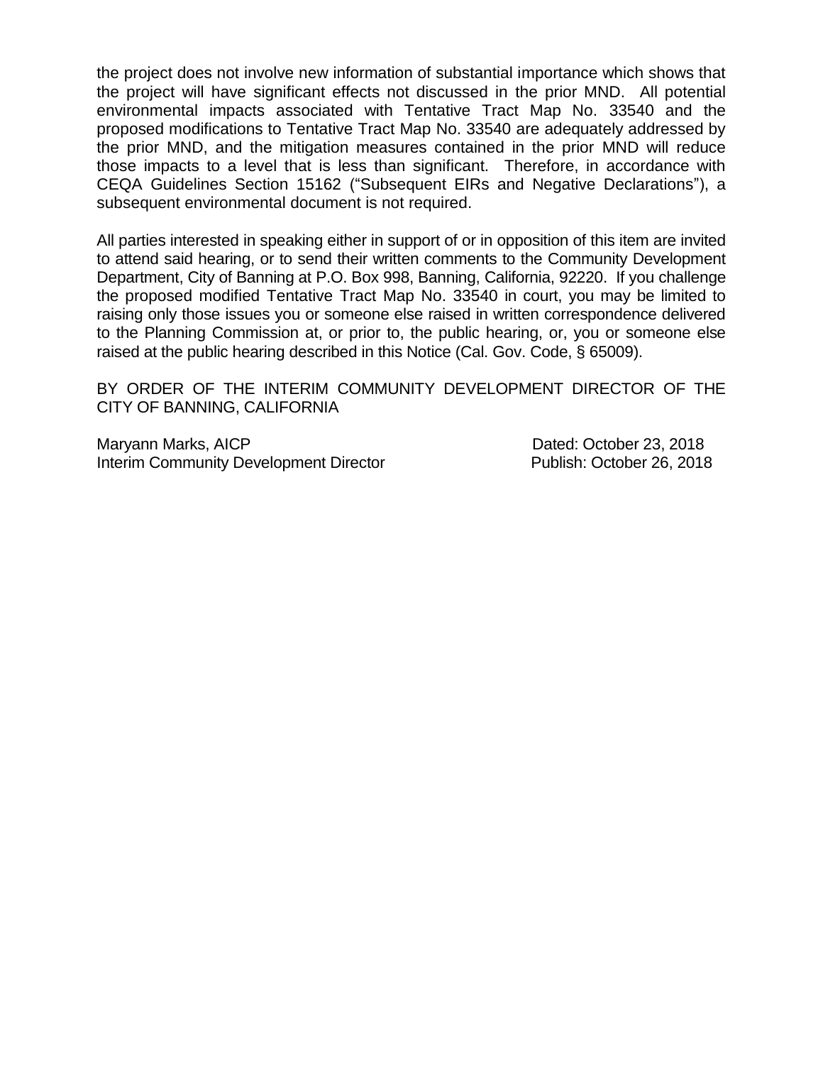the project does not involve new information of substantial importance which shows that the project will have significant effects not discussed in the prior MND. All potential environmental impacts associated with Tentative Tract Map No. 33540 and the proposed modifications to Tentative Tract Map No. 33540 are adequately addressed by the prior MND, and the mitigation measures contained in the prior MND will reduce those impacts to a level that is less than significant. Therefore, in accordance with CEQA Guidelines Section 15162 ("Subsequent EIRs and Negative Declarations"), a subsequent environmental document is not required.

All parties interested in speaking either in support of or in opposition of this item are invited to attend said hearing, or to send their written comments to the Community Development Department, City of Banning at P.O. Box 998, Banning, California, 92220. If you challenge the proposed modified Tentative Tract Map No. 33540 in court, you may be limited to raising only those issues you or someone else raised in written correspondence delivered to the Planning Commission at, or prior to, the public hearing, or, you or someone else raised at the public hearing described in this Notice (Cal. Gov. Code, § 65009).

BY ORDER OF THE INTERIM COMMUNITY DEVELOPMENT DIRECTOR OF THE CITY OF BANNING, CALIFORNIA

Maryann Marks, AICP
Interim Community Development Director

Dated: October 23, 2018
Publish: October 26, 2018